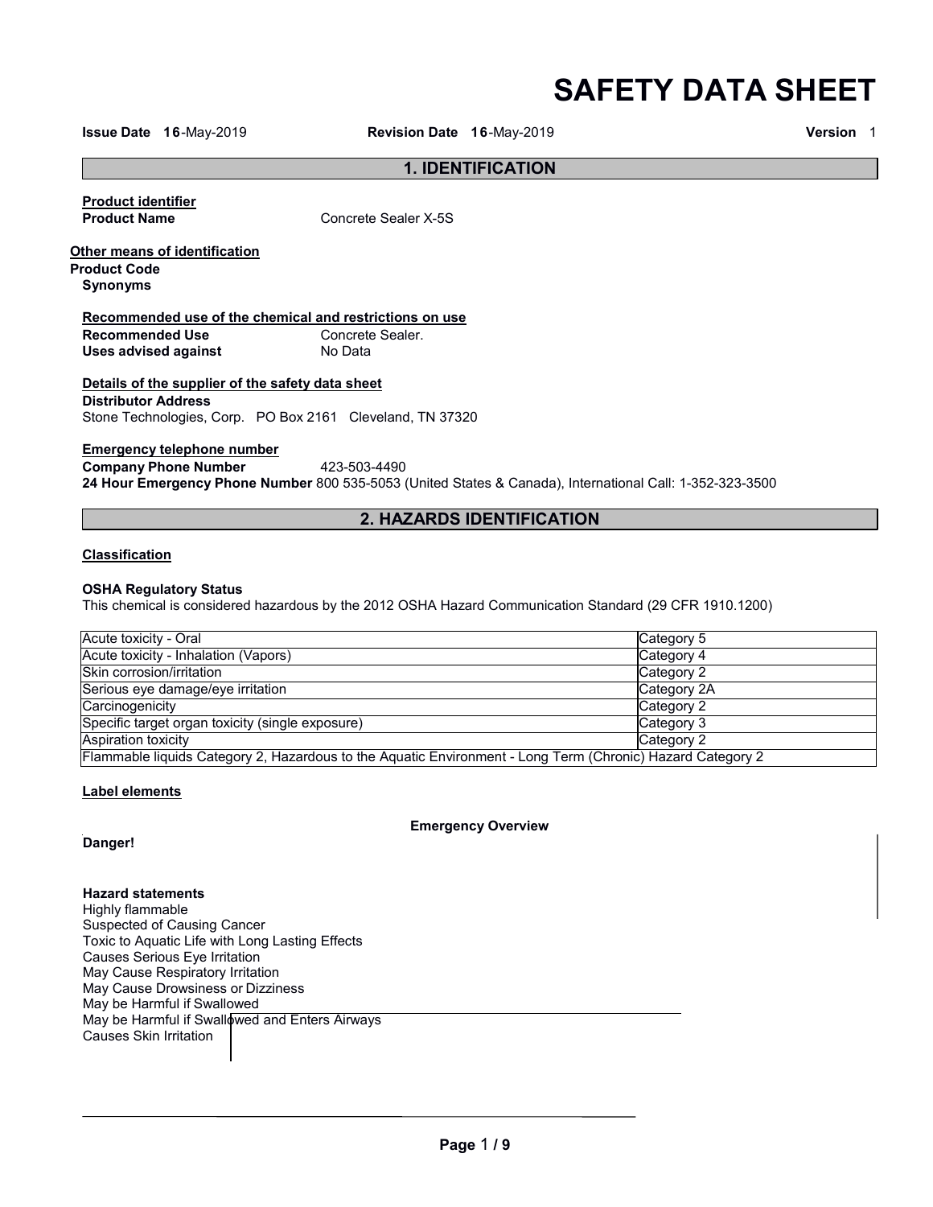# SAFETY DATA SHEET

**Issue Date** 16-May-2019 **Revision Date** 16-May-2019 **Version** 1

## 1. IDENTIFICATION

**Product identifier**

**Product Name** Concrete Sealer X-5S

**Other means of identification**

**Product Code**

**Synonyms**

**Recommended use of the chemical and restrictions on use**

**Recommended Use** Concrete Sealer.

**Uses advised against** No Data

**Details of the supplier of the safety data sheet**

**Distributor Address**

Stone Technologies, Corp. PO Box 2161 Cleveland, TN 37320

**Emergency telephone number**

**Company Phone Number** 423-503-4490

**24 Hour Emergency Phone Number** 800 535-5053 (United States & Canada), International Call: 1-352-323-3500

## 2. HAZARDS IDENTIFICATION

**Classification**

**OSHA Regulatory Status**

This chemical is considered hazardous by the 2012 OSHA Hazard Communication Standard (29 CFR 1910.1200)

| Hazard | Category |
|---|---|
| Acute toxicity - Oral | Category 5 |
| Acute toxicity - Inhalation (Vapors) | Category 4 |
| Skin corrosion/irritation | Category 2 |
| Serious eye damage/eye irritation | Category 2A |
| Carcinogenicity | Category 2 |
| Specific target organ toxicity (single exposure) | Category 3 |
| Aspiration toxicity | Category 2 |
| Flammable liquids Category 2, Hazardous to the Aquatic Environment - Long Term (Chronic) Hazard Category 2 | |

**Label elements**

**Emergency Overview**

**Danger!**

**Hazard statements**

Highly flammable
Suspected of Causing Cancer
Toxic to Aquatic Life with Long Lasting Effects
Causes Serious Eye Irritation
May Cause Respiratory Irritation
May Cause Drowsiness or Dizziness
May be Harmful if Swallowed
May be Harmful if Swallowed and Enters Airways
Causes Skin Irritation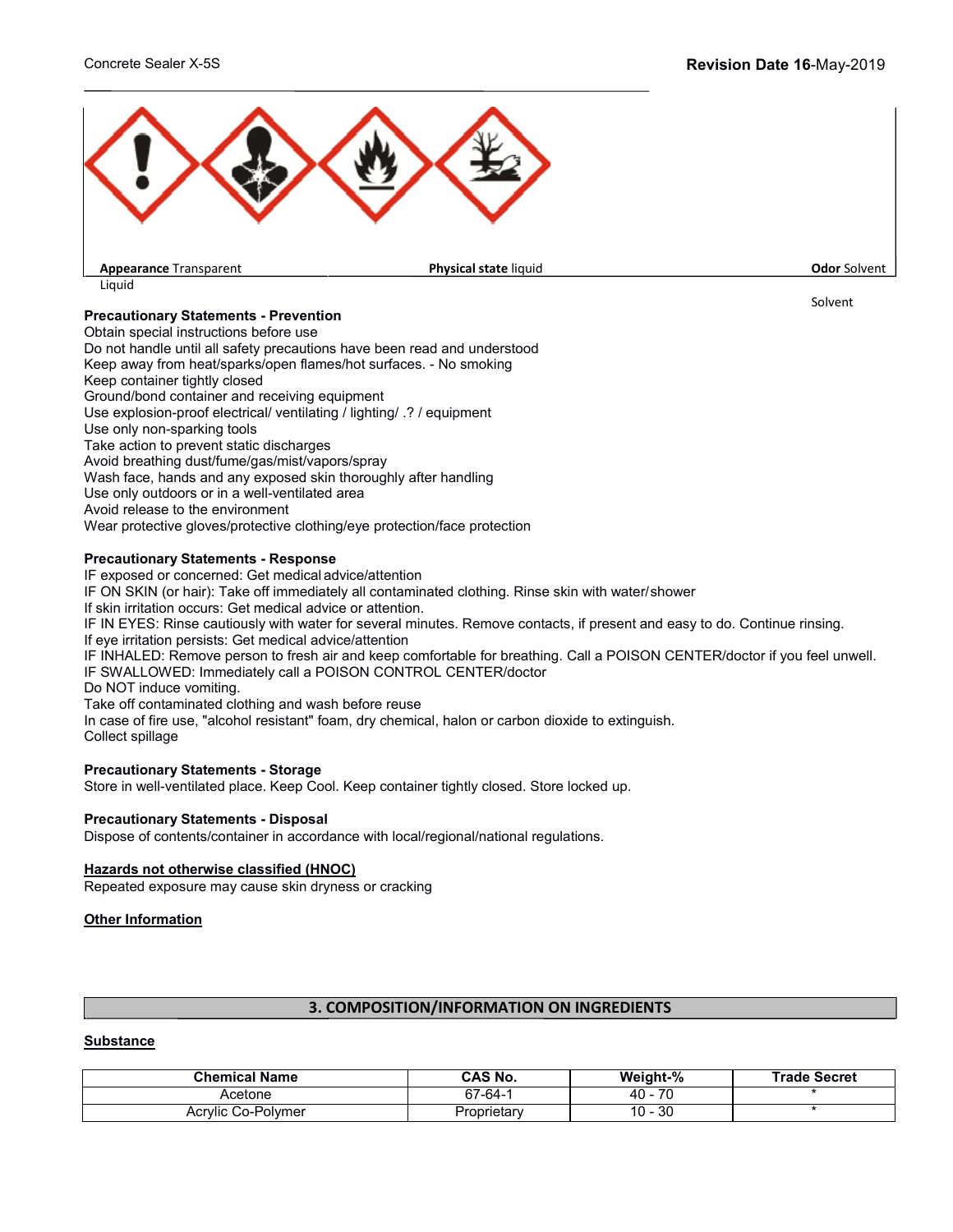**Appearance** Transparent Liquid

**Physical state** liquid

**Odor** Solvent

Solvent

**Precautionary Statements - Prevention**

Obtain special instructions before use
Do not handle until all safety precautions have been read and understood
Keep away from heat/sparks/open flames/hot surfaces. - No smoking
Keep container tightly closed
Ground/bond container and receiving equipment
Use explosion-proof electrical/ ventilating / lighting/ .? / equipment
Use only non-sparking tools
Take action to prevent static discharges
Avoid breathing dust/fume/gas/mist/vapors/spray
Wash face, hands and any exposed skin thoroughly after handling
Use only outdoors or in a well-ventilated area
Avoid release to the environment
Wear protective gloves/protective clothing/eye protection/face protection

**Precautionary Statements - Response**

IF exposed or concerned: Get medical advice/attention
IF ON SKIN (or hair): Take off immediately all contaminated clothing. Rinse skin with water/shower
If skin irritation occurs: Get medical advice or attention.
IF IN EYES: Rinse cautiously with water for several minutes. Remove contacts, if present and easy to do. Continue rinsing.
If eye irritation persists: Get medical advice/attention
IF INHALED: Remove person to fresh air and keep comfortable for breathing. Call a POISON CENTER/doctor if you feel unwell.
IF SWALLOWED: Immediately call a POISON CONTROL CENTER/doctor
Do NOT induce vomiting.
Take off contaminated clothing and wash before reuse
In case of fire use, "alcohol resistant" foam, dry chemical, halon or carbon dioxide to extinguish.
Collect spillage

**Precautionary Statements - Storage**

Store in well-ventilated place. Keep Cool. Keep container tightly closed. Store locked up.

**Precautionary Statements - Disposal**

Dispose of contents/container in accordance with local/regional/national regulations.

**Hazards not otherwise classified (HNOC)**

Repeated exposure may cause skin dryness or cracking

**Other Information**

## 3. COMPOSITION/INFORMATION ON INGREDIENTS

**Substance**

| Chemical Name | CAS No. | Weight-% | Trade Secret |
|---|---|---|---|
| Acetone | 67-64-1 | 40 - 70 | * |
| Acrylic Co-Polymer | Proprietary | 10 - 30 | * |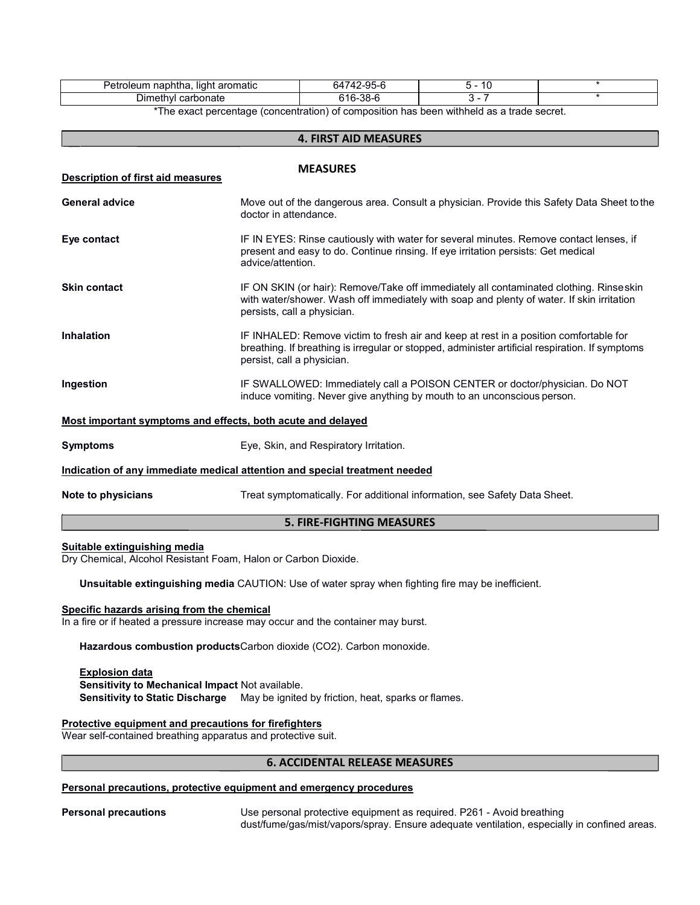| Petroleum naphtha, light aromatic | 64742-95-6 | 5 - 10 | * |
|---|---|---|---|
| Dimethyl carbonate | 616-38-6 | 3 - 7 | * |

*The exact percentage (concentration) of composition has been withheld as a trade secret.

## 4. FIRST AID MEASURES

**MEASURES**

**Description of first aid measures**

**General advice** Move out of the dangerous area. Consult a physician. Provide this Safety Data Sheet to the doctor in attendance.

**Eye contact** IF IN EYES: Rinse cautiously with water for several minutes. Remove contact lenses, if present and easy to do. Continue rinsing. If eye irritation persists: Get medical advice/attention.

**Skin contact** IF ON SKIN (or hair): Remove/Take off immediately all contaminated clothing. Rinse skin with water/shower. Wash off immediately with soap and plenty of water. If skin irritation persists, call a physician.

**Inhalation** IF INHALED: Remove victim to fresh air and keep at rest in a position comfortable for breathing. If breathing is irregular or stopped, administer artificial respiration. If symptoms persist, call a physician.

**Ingestion** IF SWALLOWED: Immediately call a POISON CENTER or doctor/physician. Do NOT induce vomiting. Never give anything by mouth to an unconscious person.

**Most important symptoms and effects, both acute and delayed**

**Symptoms** Eye, Skin, and Respiratory Irritation.

**Indication of any immediate medical attention and special treatment needed**

**Note to physicians** Treat symptomatically. For additional information, see Safety Data Sheet.

## 5. FIRE-FIGHTING MEASURES

**Suitable extinguishing media**

Dry Chemical, Alcohol Resistant Foam, Halon or Carbon Dioxide.

**Unsuitable extinguishing media** CAUTION: Use of water spray when fighting fire may be inefficient.

**Specific hazards arising from the chemical**

In a fire or if heated a pressure increase may occur and the container may burst.

**Hazardous combustion products** Carbon dioxide ($CO_2$). Carbon monoxide.

**Explosion data**

**Sensitivity to Mechanical Impact** Not available.

**Sensitivity to Static Discharge** May be ignited by friction, heat, sparks or flames.

**Protective equipment and precautions for firefighters**

Wear self-contained breathing apparatus and protective suit.

## 6. ACCIDENTAL RELEASE MEASURES

**Personal precautions, protective equipment and emergency procedures**

**Personal precautions** Use personal protective equipment as required. P261 - Avoid breathing dust/fume/gas/mist/vapors/spray. Ensure adequate ventilation, especially in confined areas.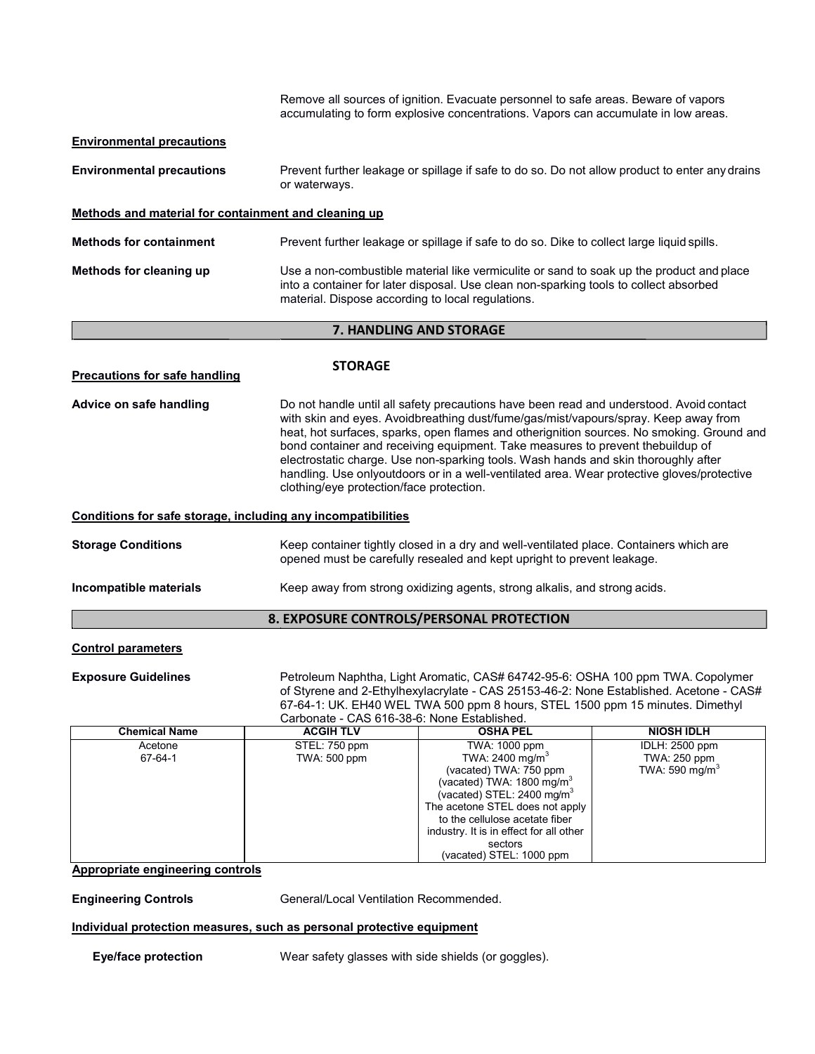Remove all sources of ignition. Evacuate personnel to safe areas. Beware of vapors accumulating to form explosive concentrations. Vapors can accumulate in low areas.

**Environmental precautions**

**Environmental precautions** Prevent further leakage or spillage if safe to do so. Do not allow product to enter any drains or waterways.

**Methods and material for containment and cleaning up**

**Methods for containment** Prevent further leakage or spillage if safe to do so. Dike to collect large liquid spills.

**Methods for cleaning up** Use a non-combustible material like vermiculite or sand to soak up the product and place into a container for later disposal. Use clean non-sparking tools to collect absorbed material. Dispose according to local regulations.

## 7. HANDLING AND STORAGE

**STORAGE**

**Precautions for safe handling**

**Advice on safe handling** Do not handle until all safety precautions have been read and understood. Avoid contact with skin and eyes. Avoidbreathing dust/fume/gas/mist/vapours/spray. Keep away from heat, hot surfaces, sparks, open flames and otherignition sources. No smoking. Ground and bond container and receiving equipment. Take measures to prevent thebuildup of electrostatic charge. Use non-sparking tools. Wash hands and skin thoroughly after handling. Use onlyoutdoors or in a well-ventilated area. Wear protective gloves/protective clothing/eye protection/face protection.

**Conditions for safe storage, including any incompatibilities**

**Storage Conditions** Keep container tightly closed in a dry and well-ventilated place. Containers which are opened must be carefully resealed and kept upright to prevent leakage.

**Incompatible materials** Keep away from strong oxidizing agents, strong alkalis, and strong acids.

## 8. EXPOSURE CONTROLS/PERSONAL PROTECTION

**Control parameters**

**Exposure Guidelines** Petroleum Naphtha, Light Aromatic, CAS# 64742-95-6: OSHA 100 ppm TWA. Copolymer of Styrene and 2-Ethylhexylacrylate - CAS 25153-46-2: None Established. Acetone - CAS# 67-64-1: UK. EH40 WEL TWA 500 ppm 8 hours, STEL 1500 ppm 15 minutes. Dimethyl Carbonate - CAS 616-38-6: None Established.

| Chemical Name | ACGIH TLV | OSHA PEL | NIOSH IDLH |
|---|---|---|---|
| Acetone<br>67-64-1 | STEL: 750 ppm<br>TWA: 500 ppm | TWA: 1000 ppm<br>TWA: 2400 mg/m$^3$<br>(vacated) TWA: 750 ppm<br>(vacated) TWA: 1800 mg/m$^3$<br>(vacated) STEL: 2400 mg/m$^3$<br>The acetone STEL does not apply to the cellulose acetate fiber industry. It is in effect for all other sectors<br>(vacated) STEL: 1000 ppm | IDLH: 2500 ppm<br>TWA: 250 ppm<br>TWA: 590 mg/m$^3$ |

**Appropriate engineering controls**

**Engineering Controls** General/Local Ventilation Recommended.

**Individual protection measures, such as personal protective equipment**

**Eye/face protection** Wear safety glasses with side shields (or goggles).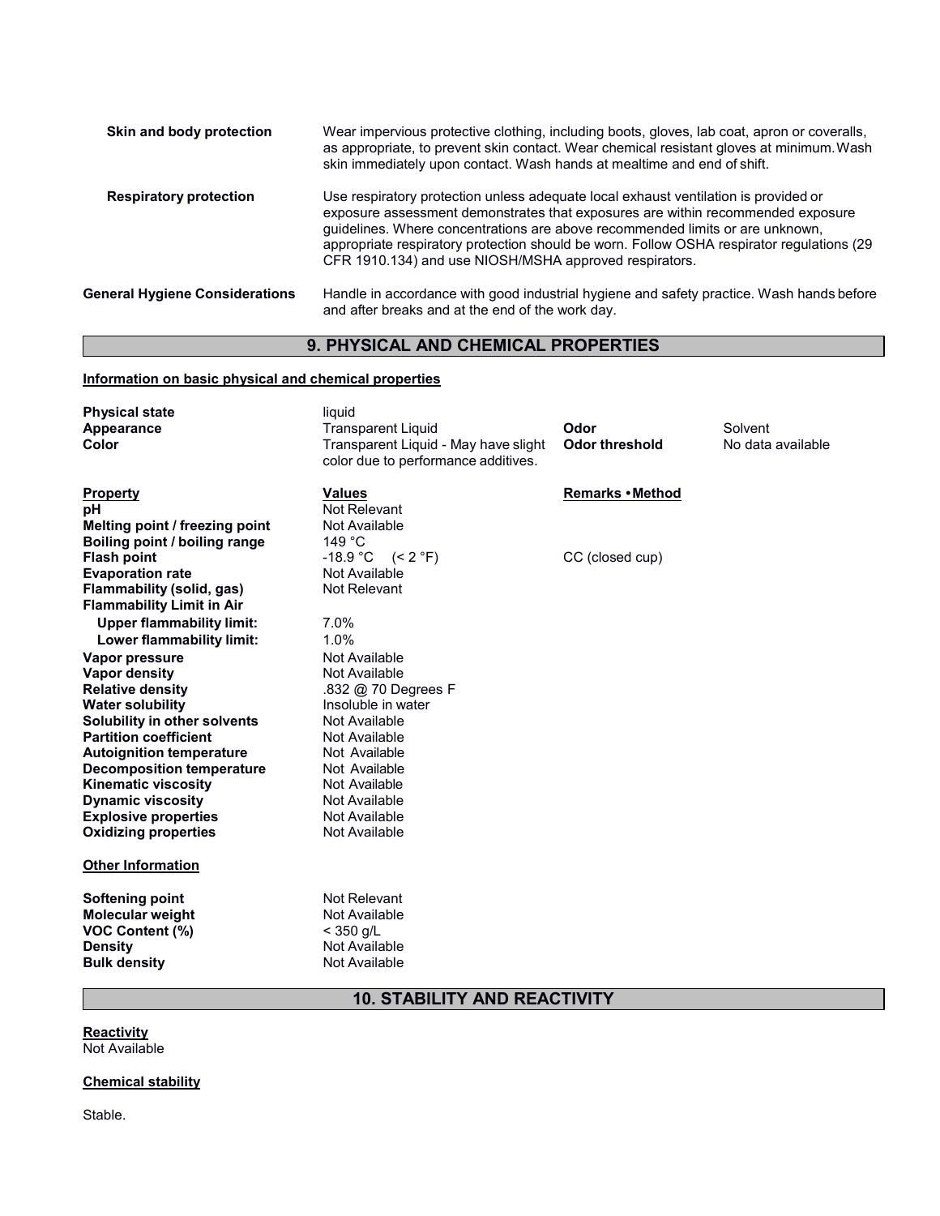| | |
|---|---|
| **Skin and body protection** | Wear impervious protective clothing, including boots, gloves, lab coat, apron or coveralls, as appropriate, to prevent skin contact. Wear chemical resistant gloves at minimum. Wash skin immediately upon contact. Wash hands at mealtime and end of shift. |
| **Respiratory protection** | Use respiratory protection unless adequate local exhaust ventilation is provided or exposure assessment demonstrates that exposures are within recommended exposure guidelines. Where concentrations are above recommended limits or are unknown, appropriate respiratory protection should be worn. Follow OSHA respirator regulations (29 CFR 1910.134) and use NIOSH/MSHA approved respirators. |

**General Hygiene Considerations** Handle in accordance with good industrial hygiene and safety practice. Wash hands before and after breaks and at the end of the work day.

## 9. PHYSICAL AND CHEMICAL PROPERTIES

**Information on basic physical and chemical properties**

| | | | |
|---|---|---|---|
| **Physical state** | liquid | | |
| **Appearance** | Transparent Liquid | **Odor** | Solvent |
| **Color** | Transparent Liquid - May have slight color due to performance additives. | **Odor threshold** | No data available |

| **Property** | **Values** | **Remarks • Method** |
|---|---|---|
| **pH** | Not Relevant | |
| **Melting point / freezing point** | Not Available | |
| **Boiling point / boiling range** | 149 °C | |
| **Flash point** | -18.9 °C (< 2 °F) | CC (closed cup) |
| **Evaporation rate** | Not Available | |
| **Flammability (solid, gas)** | Not Relevant | |
| **Flammability Limit in Air** | | |
| **Upper flammability limit:** | 7.0% | |
| **Lower flammability limit:** | 1.0% | |
| **Vapor pressure** | Not Available | |
| **Vapor density** | Not Available | |
| **Relative density** | .832 @ 70 Degrees F | |
| **Water solubility** | Insoluble in water | |
| **Solubility in other solvents** | Not Available | |
| **Partition coefficient** | Not Available | |
| **Autoignition temperature** | Not Available | |
| **Decomposition temperature** | Not Available | |
| **Kinematic viscosity** | Not Available | |
| **Dynamic viscosity** | Not Available | |
| **Explosive properties** | Not Available | |
| **Oxidizing properties** | Not Available | |

**Other Information**

| | |
|---|---|
| **Softening point** | Not Relevant |
| **Molecular weight** | Not Available |
| **VOC Content (%)** | < 350 g/L |
| **Density** | Not Available |
| **Bulk density** | Not Available |

## 10. STABILITY AND REACTIVITY

**Reactivity**
Not Available

**Chemical stability**

Stable.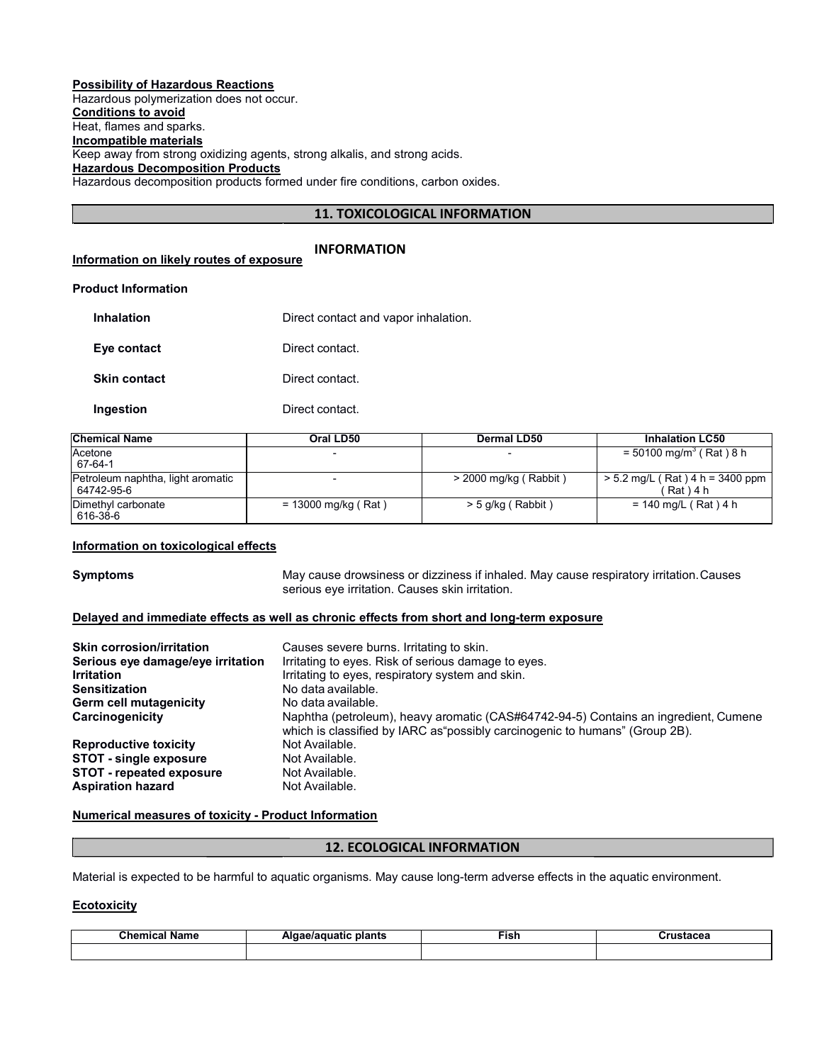**Possibility of Hazardous Reactions**
Hazardous polymerization does not occur.
**Conditions to avoid**
Heat, flames and sparks.
**Incompatible materials**
Keep away from strong oxidizing agents, strong alkalis, and strong acids.
**Hazardous Decomposition Products**
Hazardous decomposition products formed under fire conditions, carbon oxides.

## 11. TOXICOLOGICAL INFORMATION

**INFORMATION**

**Information on likely routes of exposure**

**Product Information**

**Inhalation** Direct contact and vapor inhalation.

**Eye contact** Direct contact.

**Skin contact** Direct contact.

**Ingestion** Direct contact.

| Chemical Name | Oral LD50 | Dermal LD50 | Inhalation LC50 |
|---|---|---|---|
| Acetone<br>67-64-1 | - | - | = 50100 mg/m$^3$ ( Rat ) 8 h |
| Petroleum naphtha, light aromatic<br>64742-95-6 | - | > 2000 mg/kg ( Rabbit ) | > 5.2 mg/L ( Rat ) 4 h = 3400 ppm ( Rat ) 4 h |
| Dimethyl carbonate<br>616-38-6 | = 13000 mg/kg ( Rat ) | > 5 g/kg ( Rabbit ) | = 140 mg/L ( Rat ) 4 h |

**Information on toxicological effects**

**Symptoms** May cause drowsiness or dizziness if inhaled. May cause respiratory irritation. Causes serious eye irritation. Causes skin irritation.

**Delayed and immediate effects as well as chronic effects from short and long-term exposure**

**Skin corrosion/irritation** Causes severe burns. Irritating to skin.
**Serious eye damage/eye irritation** Irritating to eyes. Risk of serious damage to eyes.
**Irritation** Irritating to eyes, respiratory system and skin.
**Sensitization** No data available.
**Germ cell mutagenicity** No data available.
**Carcinogenicity** Naphtha (petroleum), heavy aromatic (CAS#64742-94-5) Contains an ingredient, Cumene which is classified by IARC as"possibly carcinogenic to humans" (Group 2B).
**Reproductive toxicity** Not Available.
**STOT - single exposure** Not Available.
**STOT - repeated exposure** Not Available.
**Aspiration hazard** Not Available.

**Numerical measures of toxicity - Product Information**

## 12. ECOLOGICAL INFORMATION

Material is expected to be harmful to aquatic organisms. May cause long-term adverse effects in the aquatic environment.

**Ecotoxicity**

| Chemical Name | Algae/aquatic plants | Fish | Crustacea |
|---|---|---|---|
| | | | |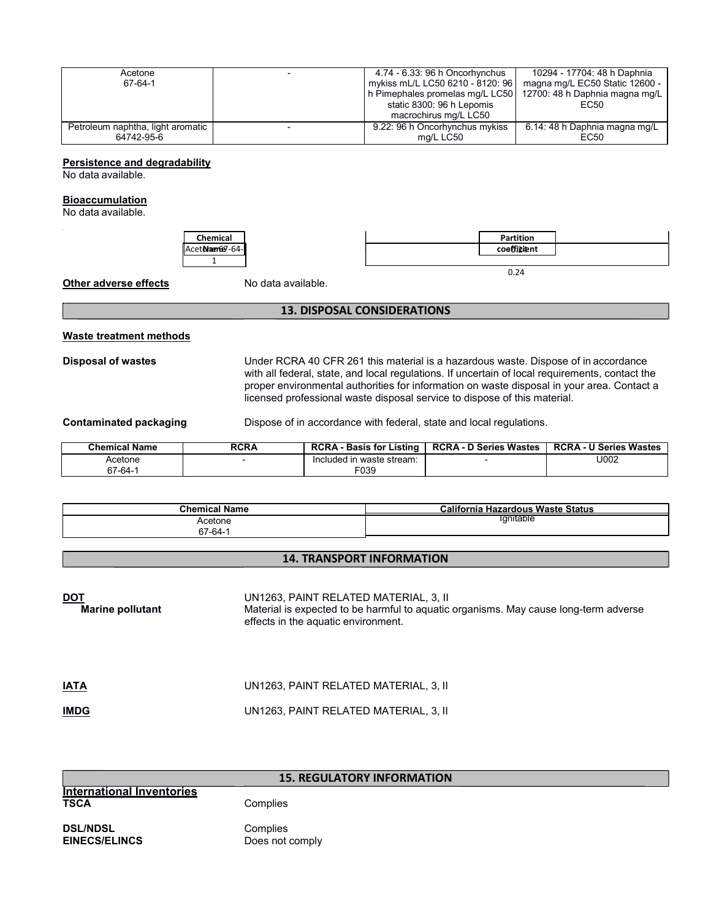| Acetone<br>67-64-1 | - | 4.74 - 6.33: 96 h Oncorhynchus mykiss mL/L LC50 6210 - 8120: 96 h Pimephales promelas mg/L LC50 static 8300: 96 h Lepomis macrochirus mg/L LC50 | 10294 - 17704: 48 h Daphnia magna mg/L EC50 Static 12600 - 12700: 48 h Daphnia magna mg/L EC50 |
|---|---|---|---|
| Petroleum naphtha, light aromatic<br>64742-95-6 | - | 9.22: 96 h Oncorhynchus mykiss mg/L LC50 | 6.14: 48 h Daphnia magna mg/L EC50 |

**Persistence and degradability**
No data available.

**Bioaccumulation**
No data available.

| Chemical Name | Partition coefficient |
|---|---|
| Acetone 67-64-1 | 0.24 |

**Other adverse effects** No data available.

## 13. DISPOSAL CONSIDERATIONS

**Waste treatment methods**

**Disposal of wastes** Under RCRA 40 CFR 261 this material is a hazardous waste. Dispose of in accordance with all federal, state, and local regulations. If uncertain of local requirements, contact the proper environmental authorities for information on waste disposal in your area. Contact a licensed professional waste disposal service to dispose of this material.

**Contaminated packaging** Dispose of in accordance with federal, state and local regulations.

| Chemical Name | RCRA | RCRA - Basis for Listing | RCRA - D Series Wastes | RCRA - U Series Wastes |
|---|---|---|---|---|
| Acetone<br>67-64-1 | - | Included in waste stream: F039 | - | U002 |

| Chemical Name | California Hazardous Waste Status |
|---|---|
| Acetone<br>67-64-1 | Ignitable |

## 14. TRANSPORT INFORMATION

**DOT** UN1263, PAINT RELATED MATERIAL, 3, II

**Marine pollutant** Material is expected to be harmful to aquatic organisms. May cause long-term adverse effects in the aquatic environment.

**IATA** UN1263, PAINT RELATED MATERIAL, 3, II

**IMDG** UN1263, PAINT RELATED MATERIAL, 3, II

## 15. REGULATORY INFORMATION

**International Inventories**

**TSCA** Complies

**DSL/NDSL** Complies

**EINECS/ELINCS** Does not comply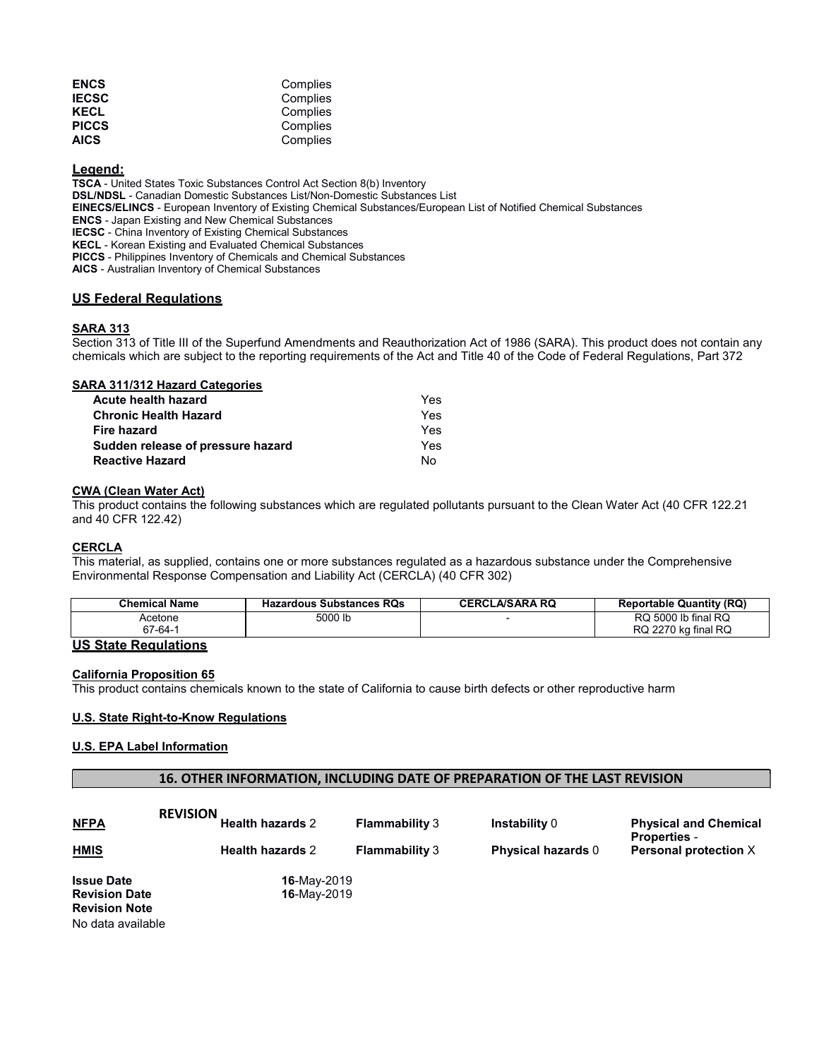| | |
|---|---|
| **ENCS** | Complies |
| **IECSC** | Complies |
| **KECL** | Complies |
| **PICCS** | Complies |
| **AICS** | Complies |

### Legend:

**TSCA** - United States Toxic Substances Control Act Section 8(b) Inventory
**DSL/NDSL** - Canadian Domestic Substances List/Non-Domestic Substances List
**EINECS/ELINCS** - European Inventory of Existing Chemical Substances/European List of Notified Chemical Substances
**ENCS** - Japan Existing and New Chemical Substances
**IECSC** - China Inventory of Existing Chemical Substances
**KECL** - Korean Existing and Evaluated Chemical Substances
**PICCS** - Philippines Inventory of Chemicals and Chemical Substances
**AICS** - Australian Inventory of Chemical Substances

### US Federal Regulations

#### SARA 313

Section 313 of Title III of the Superfund Amendments and Reauthorization Act of 1986 (SARA). This product does not contain any chemicals which are subject to the reporting requirements of the Act and Title 40 of the Code of Federal Regulations, Part 372

#### SARA 311/312 Hazard Categories

| | |
|---|---|
| **Acute health hazard** | Yes |
| **Chronic Health Hazard** | Yes |
| **Fire hazard** | Yes |
| **Sudden release of pressure hazard** | Yes |
| **Reactive Hazard** | No |

#### CWA (Clean Water Act)

This product contains the following substances which are regulated pollutants pursuant to the Clean Water Act (40 CFR 122.21 and 40 CFR 122.42)

#### CERCLA

This material, as supplied, contains one or more substances regulated as a hazardous substance under the Comprehensive Environmental Response Compensation and Liability Act (CERCLA) (40 CFR 302)

| Chemical Name | Hazardous Substances RQs | CERCLA/SARA RQ | Reportable Quantity (RQ) |
|---|---|---|---|
| Acetone<br>67-64-1 | 5000 lb | - | RQ 5000 lb final RQ<br>RQ 2270 kg final RQ |

### US State Regulations

#### California Proposition 65

This product contains chemicals known to the state of California to cause birth defects or other reproductive harm

#### U.S. State Right-to-Know Regulations

#### U.S. EPA Label Information

## 16. OTHER INFORMATION, INCLUDING DATE OF PREPARATION OF THE LAST REVISION

**REVISION**

| | | | | |
|---|---|---|---|---|
| **NFPA** | **Health hazards** 2 | **Flammability** 3 | **Instability** 0 | **Physical and Chemical Properties** - |
| **HMIS** | **Health hazards** 2 | **Flammability** 3 | **Physical hazards** 0 | **Personal protection** X |

**Issue Date** 16-May-2019
**Revision Date** 16-May-2019
**Revision Note**
No data available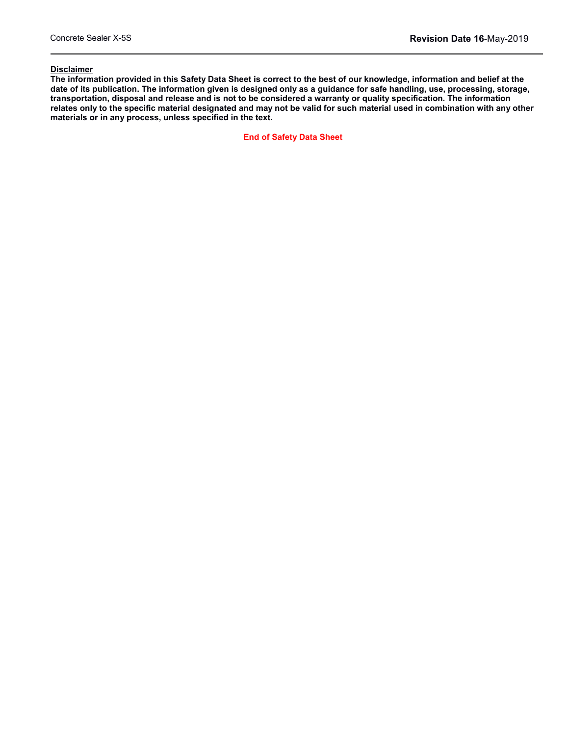**Disclaimer**

**The information provided in this Safety Data Sheet is correct to the best of our knowledge, information and belief at the date of its publication. The information given is designed only as a guidance for safe handling, use, processing, storage, transportation, disposal and release and is not to be considered a warranty or quality specification. The information relates only to the specific material designated and may not be valid for such material used in combination with any other materials or in any process, unless specified in the text.**

**End of Safety Data Sheet**